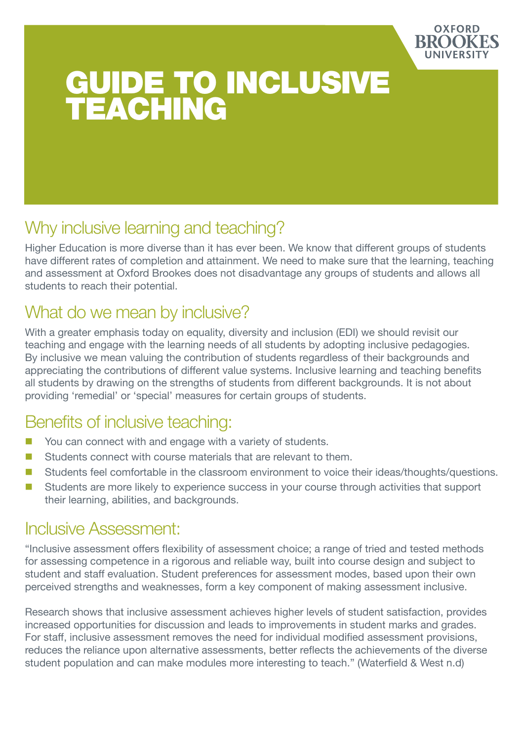OXFORD BROOKES UNIVERSITY

# GUIDE TO INCLUSIVE TEACHING

## Why inclusive learning and teaching?

Higher Education is more diverse than it has ever been. We know that different groups of students have different rates of completion and attainment. We need to make sure that the learning, teaching and assessment at Oxford Brookes does not disadvantage any groups of students and allows all students to reach their potential.

## What do we mean by inclusive?

With a greater emphasis today on equality, diversity and inclusion (EDI) we should revisit our teaching and engage with the learning needs of all students by adopting inclusive pedagogies. By inclusive we mean valuing the contribution of students regardless of their backgrounds and appreciating the contributions of different value systems. Inclusive learning and teaching benefits all students by drawing on the strengths of students from different backgrounds. It is not about providing 'remedial' or 'special' measures for certain groups of students.

## Benefits of inclusive teaching:

- You can connect with and engage with a variety of students.
- Students connect with course materials that are relevant to them.
- Students feel comfortable in the classroom environment to voice their ideas/thoughts/questions.
- Students are more likely to experience success in your course through activities that support their learning, abilities, and backgrounds.

## Inclusive Assessment:

"Inclusive assessment offers flexibility of assessment choice; a range of tried and tested methods for assessing competence in a rigorous and reliable way, built into course design and subject to student and staff evaluation. Student preferences for assessment modes, based upon their own perceived strengths and weaknesses, form a key component of making assessment inclusive.

Research shows that inclusive assessment achieves higher levels of student satisfaction, provides increased opportunities for discussion and leads to improvements in student marks and grades. For staff, inclusive assessment removes the need for individual modified assessment provisions, reduces the reliance upon alternative assessments, better reflects the achievements of the diverse student population and can make modules more interesting to teach." (Waterfield & West n.d)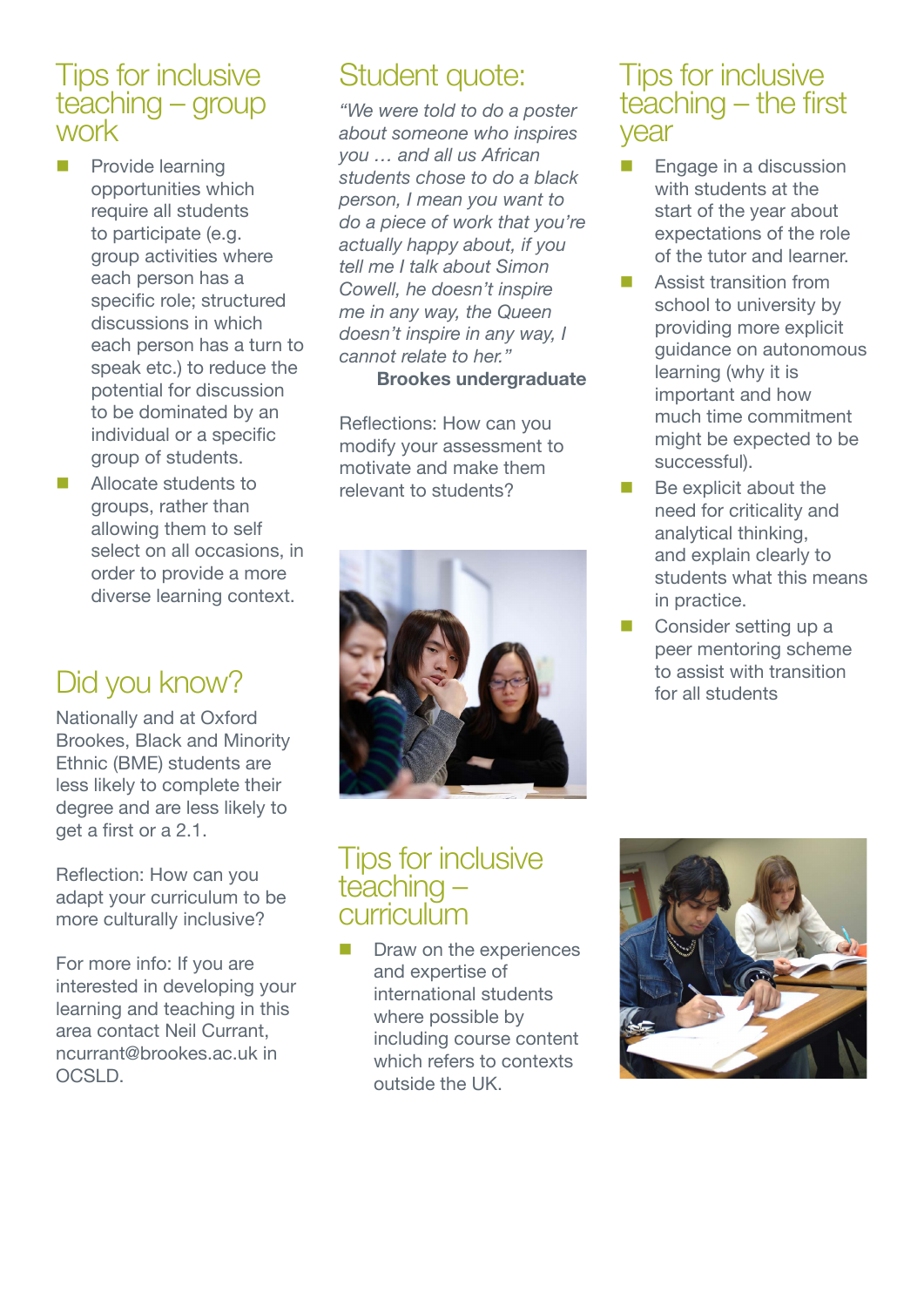## Tips for inclusive teaching – group work

- Provide learning opportunities which require all students to participate (e.g. group activities where each person has a specific role; structured discussions in which each person has a turn to speak etc.) to reduce the potential for discussion to be dominated by an individual or a specific group of students.
- Allocate students to groups, rather than allowing them to self select on all occasions, in order to provide a more diverse learning context.

## Did you know?

Nationally and at Oxford Brookes, Black and Minority Ethnic (BME) students are less likely to complete their degree and are less likely to get a first or a 2.1.

Reflection: How can you adapt your curriculum to be more culturally inclusive?

For more info: If you are interested in developing your learning and teaching in this area contact Neil Currant, ncurrant@brookes.ac.uk in OCSLD.

## Student quote:

*"We were told to do a poster about someone who inspires you … and all us African students chose to do a black person, I mean you want to do a piece of work that you're actually happy about, if you tell me I talk about Simon Cowell, he doesn't inspire me in any way, the Queen doesn't inspire in any way, I cannot relate to her."*

**Brookes undergraduate**

Reflections: How can you modify your assessment to motivate and make them relevant to students?

## Tips for inclusive teaching – curriculum

- Draw on the experiences and expertise of international students where possible by including course content which refers to contexts outside the UK.

## Tips for inclusive teaching – the first year

- Engage in a discussion with students at the start of the year about expectations of the role of the tutor and learner.
- Assist transition from school to university by providing more explicit guidance on autonomous learning (why it is important and how much time commitment might be expected to be successful).
- Be explicit about the need for criticality and analytical thinking, and explain clearly to students what this means in practice.
- Consider setting up a peer mentoring scheme to assist with transition for all students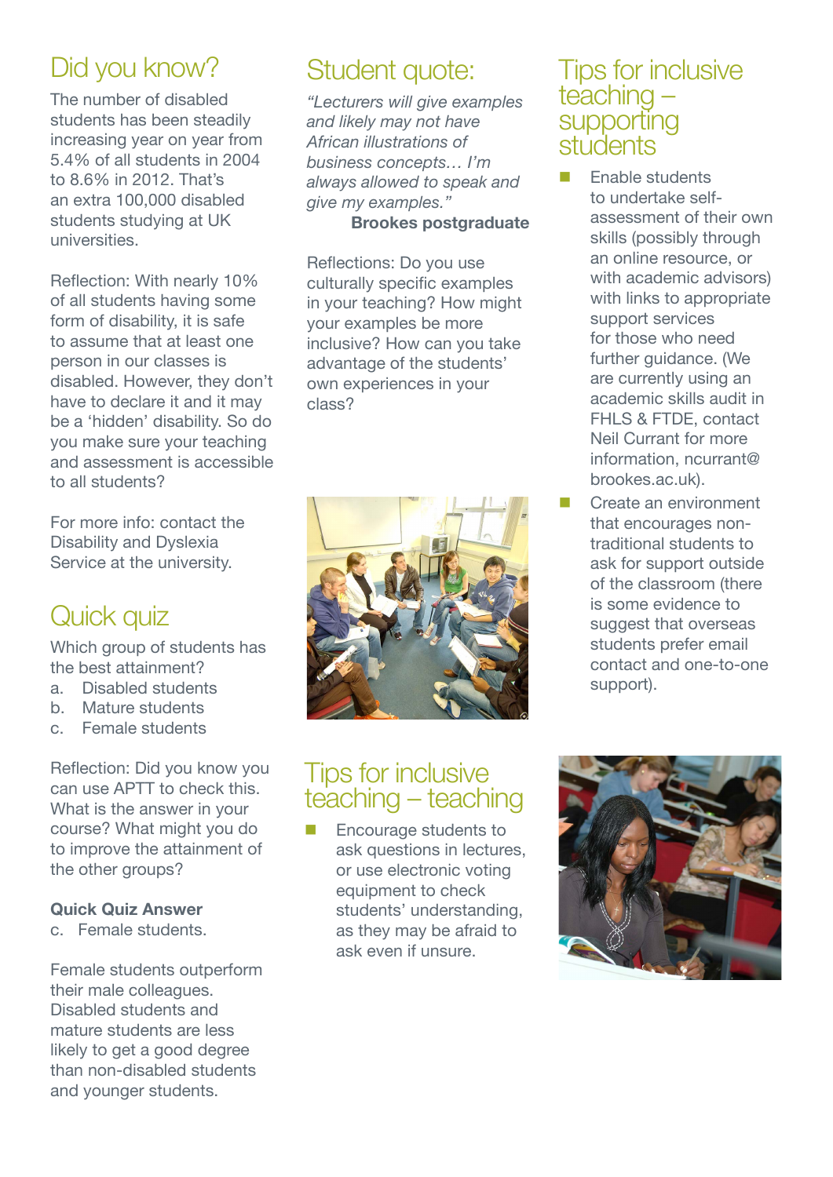## Did you know?

The number of disabled students has been steadily increasing year on year from 5.4% of all students in 2004 to 8.6% in 2012. That's an extra 100,000 disabled students studying at UK universities.

Reflection: With nearly 10% of all students having some form of disability, it is safe to assume that at least one person in our classes is disabled. However, they don't have to declare it and it may be a 'hidden' disability. So do you make sure your teaching and assessment is accessible to all students?

For more info: contact the Disability and Dyslexia Service at the university.

## Quick quiz

Which group of students has the best attainment?

a. Disabled students
b. Mature students
c. Female students

Reflection: Did you know you can use APTT to check this. What is the answer in your course? What might you do to improve the attainment of the other groups?

**Quick Quiz Answer**

c. Female students.

Female students outperform their male colleagues. Disabled students and mature students are less likely to get a good degree than non-disabled students and younger students.

## Student quote:

*"Lecturers will give examples and likely may not have African illustrations of business concepts… I'm always allowed to speak and give my examples."*

**Brookes postgraduate**

Reflections: Do you use culturally specific examples in your teaching? How might your examples be more inclusive? How can you take advantage of the students' own experiences in your class?

## Tips for inclusive teaching – teaching

- Encourage students to ask questions in lectures, or use electronic voting equipment to check students' understanding, as they may be afraid to ask even if unsure.

## Tips for inclusive teaching – supporting students

- Enable students to undertake self-assessment of their own skills (possibly through an online resource, or with academic advisors) with links to appropriate support services for those who need further guidance. (We are currently using an academic skills audit in FHLS & FTDE, contact Neil Currant for more information, ncurrant@brookes.ac.uk).
- Create an environment that encourages non-traditional students to ask for support outside of the classroom (there is some evidence to suggest that overseas students prefer email contact and one-to-one support).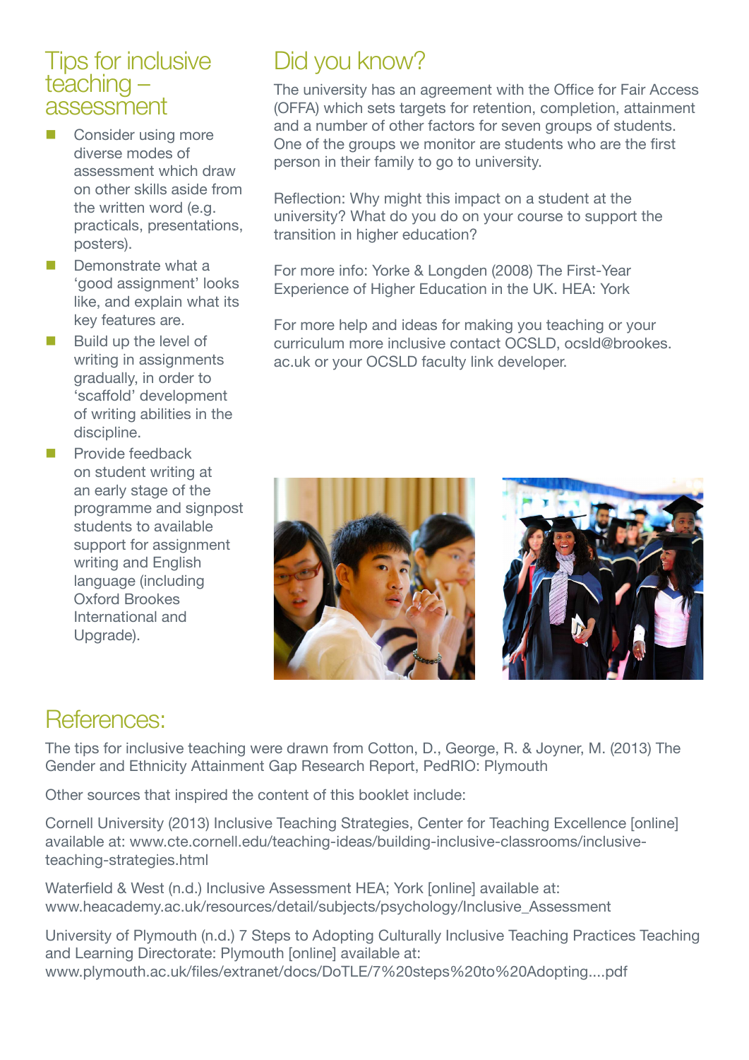## Tips for inclusive teaching – assessment

- Consider using more diverse modes of assessment which draw on other skills aside from the written word (e.g. practicals, presentations, posters).
- Demonstrate what a 'good assignment' looks like, and explain what its key features are.
- Build up the level of writing in assignments gradually, in order to 'scaffold' development of writing abilities in the discipline.
- Provide feedback on student writing at an early stage of the programme and signpost students to available support for assignment writing and English language (including Oxford Brookes International and Upgrade).

## Did you know?

The university has an agreement with the Office for Fair Access (OFFA) which sets targets for retention, completion, attainment and a number of other factors for seven groups of students. One of the groups we monitor are students who are the first person in their family to go to university.

Reflection: Why might this impact on a student at the university? What do you do on your course to support the transition in higher education?

For more info: Yorke & Longden (2008) The First-Year Experience of Higher Education in the UK. HEA: York

For more help and ideas for making you teaching or your curriculum more inclusive contact OCSLD, ocsld@brookes.ac.uk or your OCSLD faculty link developer.

## References:

The tips for inclusive teaching were drawn from Cotton, D., George, R. & Joyner, M. (2013) The Gender and Ethnicity Attainment Gap Research Report, PedRIO: Plymouth

Other sources that inspired the content of this booklet include:

Cornell University (2013) Inclusive Teaching Strategies, Center for Teaching Excellence [online] available at: www.cte.cornell.edu/teaching-ideas/building-inclusive-classrooms/inclusive-teaching-strategies.html

Waterfield & West (n.d.) Inclusive Assessment HEA; York [online] available at: www.heacademy.ac.uk/resources/detail/subjects/psychology/Inclusive_Assessment

University of Plymouth (n.d.) 7 Steps to Adopting Culturally Inclusive Teaching Practices Teaching and Learning Directorate: Plymouth [online] available at: www.plymouth.ac.uk/files/extranet/docs/DoTLE/7%20steps%20to%20Adopting....pdf